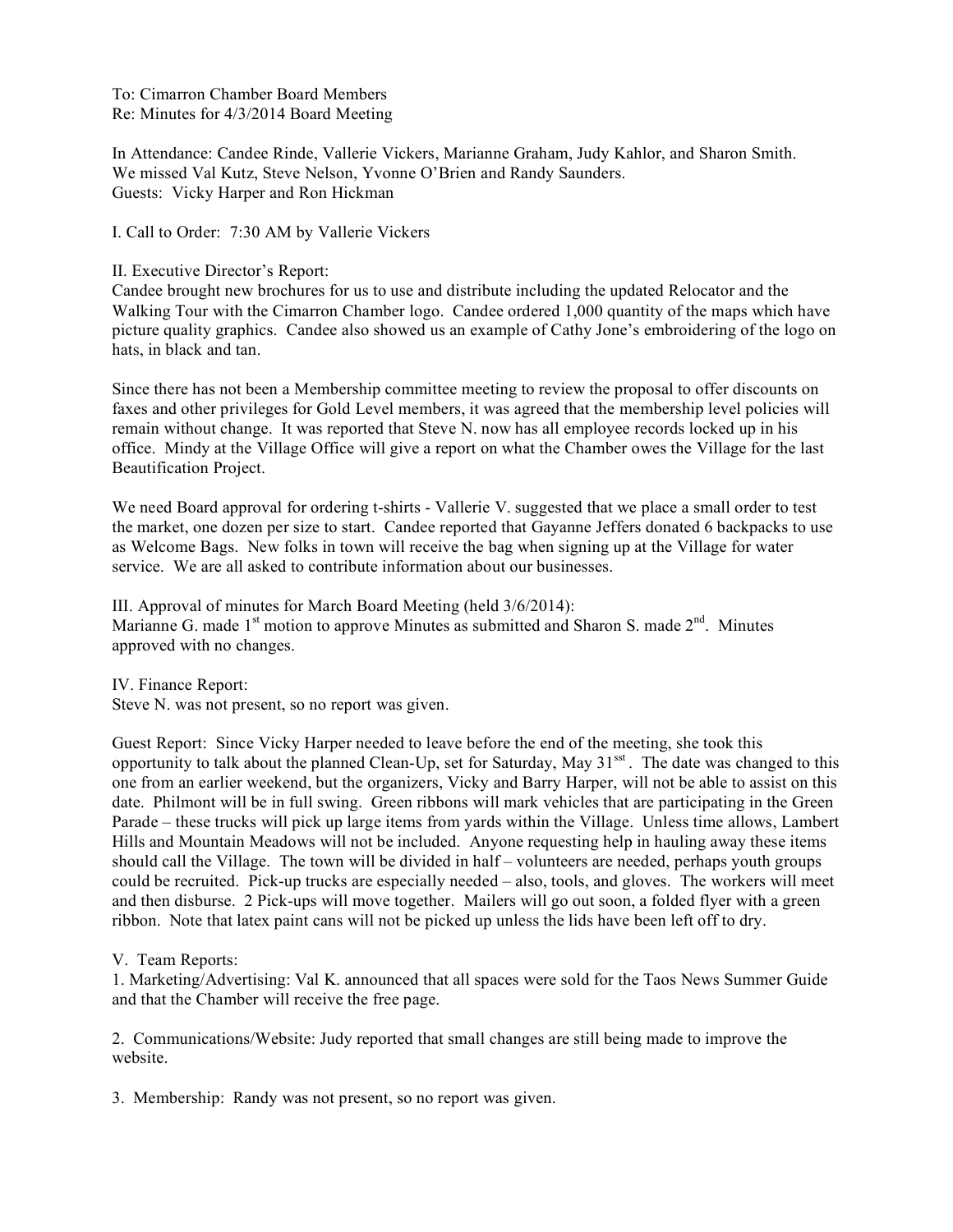To: Cimarron Chamber Board Members
Re: Minutes for 4/3/2014 Board Meeting

In Attendance: Candee Rinde, Vallerie Vickers, Marianne Graham, Judy Kahlor, and Sharon Smith.
We missed Val Kutz, Steve Nelson, Yvonne O'Brien and Randy Saunders.
Guests: Vicky Harper and Ron Hickman

I. Call to Order: 7:30 AM by Vallerie Vickers

II. Executive Director's Report:
Candee brought new brochures for us to use and distribute including the updated Relocator and the Walking Tour with the Cimarron Chamber logo. Candee ordered 1,000 quantity of the maps which have picture quality graphics. Candee also showed us an example of Cathy Jone's embroidering of the logo on hats, in black and tan.

Since there has not been a Membership committee meeting to review the proposal to offer discounts on faxes and other privileges for Gold Level members, it was agreed that the membership level policies will remain without change. It was reported that Steve N. now has all employee records locked up in his office. Mindy at the Village Office will give a report on what the Chamber owes the Village for the last Beautification Project.

We need Board approval for ordering t-shirts - Vallerie V. suggested that we place a small order to test the market, one dozen per size to start. Candee reported that Gayanne Jeffers donated 6 backpacks to use as Welcome Bags. New folks in town will receive the bag when signing up at the Village for water service. We are all asked to contribute information about our businesses.

III. Approval of minutes for March Board Meeting (held 3/6/2014):
Marianne G. made 1st motion to approve Minutes as submitted and Sharon S. made 2nd. Minutes approved with no changes.

IV. Finance Report:
Steve N. was not present, so no report was given.

Guest Report: Since Vicky Harper needed to leave before the end of the meeting, she took this opportunity to talk about the planned Clean-Up, set for Saturday, May 31sst. The date was changed to this one from an earlier weekend, but the organizers, Vicky and Barry Harper, will not be able to assist on this date. Philmont will be in full swing. Green ribbons will mark vehicles that are participating in the Green Parade – these trucks will pick up large items from yards within the Village. Unless time allows, Lambert Hills and Mountain Meadows will not be included. Anyone requesting help in hauling away these items should call the Village. The town will be divided in half – volunteers are needed, perhaps youth groups could be recruited. Pick-up trucks are especially needed – also, tools, and gloves. The workers will meet and then disburse. 2 Pick-ups will move together. Mailers will go out soon, a folded flyer with a green ribbon. Note that latex paint cans will not be picked up unless the lids have been left off to dry.

V. Team Reports:
1. Marketing/Advertising: Val K. announced that all spaces were sold for the Taos News Summer Guide and that the Chamber will receive the free page.

2. Communications/Website: Judy reported that small changes are still being made to improve the website.

3. Membership: Randy was not present, so no report was given.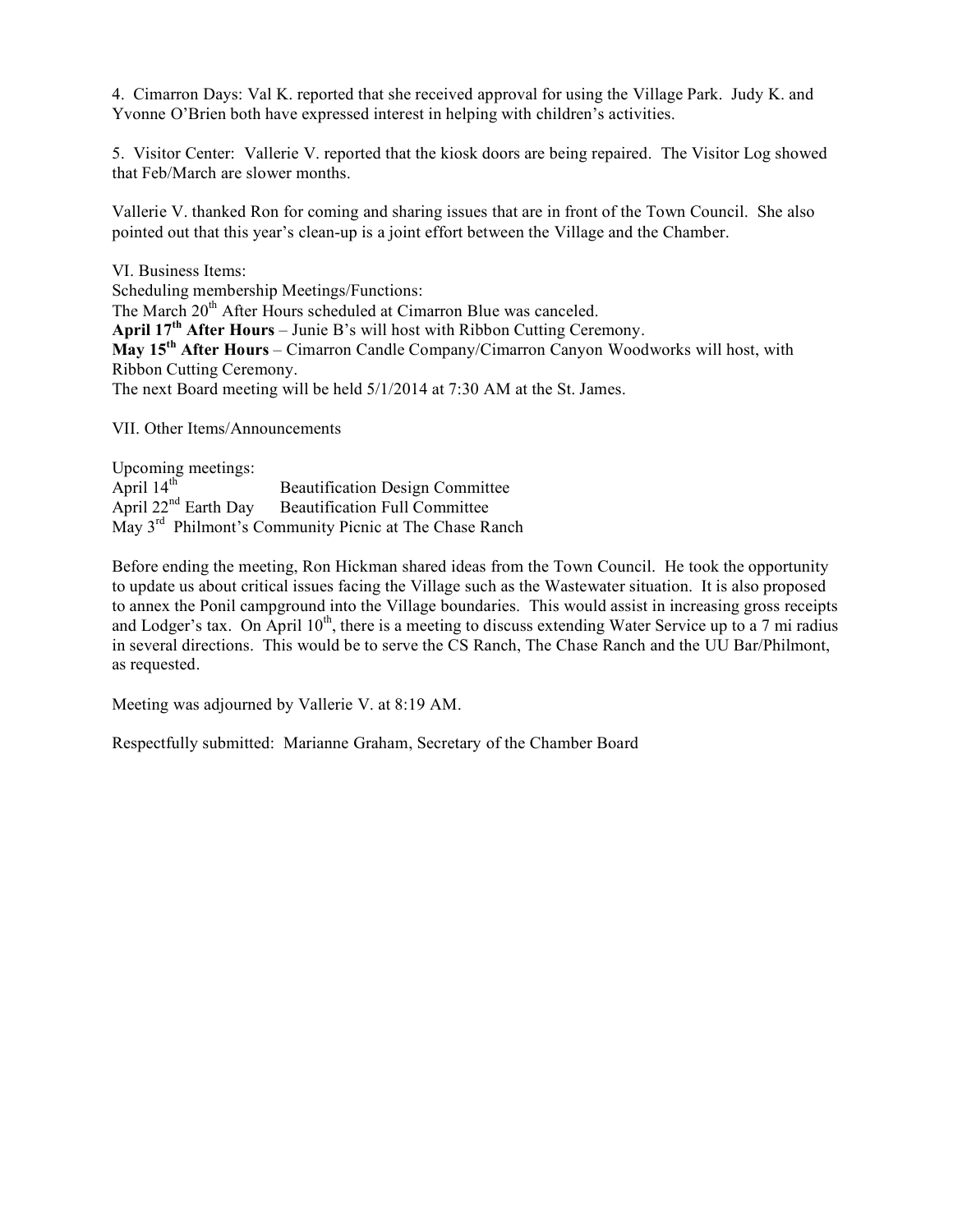4. Cimarron Days: Val K. reported that she received approval for using the Village Park. Judy K. and Yvonne O'Brien both have expressed interest in helping with children's activities.

5. Visitor Center: Vallerie V. reported that the kiosk doors are being repaired. The Visitor Log showed that Feb/March are slower months.

Vallerie V. thanked Ron for coming and sharing issues that are in front of the Town Council. She also pointed out that this year's clean-up is a joint effort between the Village and the Chamber.

VI. Business Items:
Scheduling membership Meetings/Functions:
The March 20th After Hours scheduled at Cimarron Blue was canceled.
**April 17th After Hours** – Junie B's will host with Ribbon Cutting Ceremony.
**May 15th After Hours** – Cimarron Candle Company/Cimarron Canyon Woodworks will host, with Ribbon Cutting Ceremony.
The next Board meeting will be held 5/1/2014 at 7:30 AM at the St. James.

VII. Other Items/Announcements

Upcoming meetings:
April 14th Beautification Design Committee
April 22nd Earth Day Beautification Full Committee
May 3rd Philmont's Community Picnic at The Chase Ranch

Before ending the meeting, Ron Hickman shared ideas from the Town Council. He took the opportunity to update us about critical issues facing the Village such as the Wastewater situation. It is also proposed to annex the Ponil campground into the Village boundaries. This would assist in increasing gross receipts and Lodger's tax. On April 10th, there is a meeting to discuss extending Water Service up to a 7 mi radius in several directions. This would be to serve the CS Ranch, The Chase Ranch and the UU Bar/Philmont, as requested.

Meeting was adjourned by Vallerie V. at 8:19 AM.

Respectfully submitted: Marianne Graham, Secretary of the Chamber Board